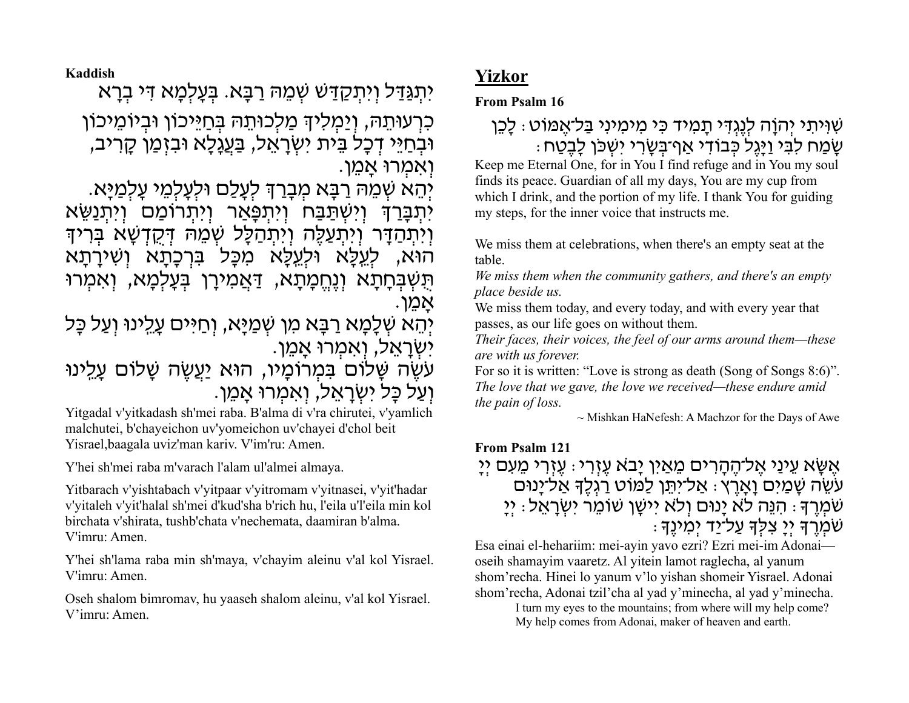**Kaddish**

יִתְגַּדַּל וְיִתְקַדַּשׁ שְׁמֵהּ רַבָּא. בְּעָלְמָא דִּי בְרָא כִרְעוּתֵהּ, וְיַמְלִיךְ מַלְכוּתֵהּ בְּחַיֵּיכוֹן וּבְיוֹמֵיכוֹן וּבְחַיֵּי דְכָל בֵּית יִשְׂרָאֵל, בַּעֲגָלָא וּבִזְמַן קָרִיב, וְאִמְרוּ אָמֵן.

יְהֵא שְׁמֵהּ רַבָּא מְבָרַךְ לְעָלַם וּלְעָלְמֵי עָלְמַיָּא.

יִתְבָּרַךְ וְיִשְׁתַּבַּח וְיִתְפָּאַר וְיִתְרוֹמַם וְיִתְנַשֵּׂא וְיִתְהַדָּר וְיִתְעַלֶּה וְיִתְהַלָּל שְׁמֵהּ דְּקֻדְשָׁא בְּרִיךְ הוּא, לְעֵלָּא וּלְעֵלָּא מִכָּל בִּרְכָתָא וְשִׁירָתָא תֻּשְׁבְּחָתָא וְנֶחֱמָתָא, דַּאֲמִירָן בְּעָלְמָא, וְאִמְרוּ אָמֵן.

יְהֵא שְׁלָמָא רַבָּא מִן שְׁמַיָּא, וְחַיִּים עָלֵינוּ וְעַל כָּל יִשְׂרָאֵל, וְאִמְרוּ אָמֵן.

עֹשֶׂה שָׁלוֹם בִּמְרוֹמָיו, הוּא יַעֲשֶׂה שָׁלוֹם עָלֵינוּ וְעַל כָּל יִשְׂרָאֵל, וְאִמְרוּ אָמֵן.

Yitgadal v'yitkadash sh'mei raba. B'alma di v'ra chirutei, v'yamlich malchutei, b'chayeichon uv'yomeichon uv'chayei d'chol beit Yisrael,baagala uviz'man kariv. V'im'ru: Amen.

Y'hei sh'mei raba m'varach l'alam ul'almei almaya.

Yitbarach v'yishtabach v'yitpaar v'yitromam v'yitnasei, v'yit'hadar v'yitaleh v'yit'halal sh'mei d'kud'sha b'rich hu, l'eila u'l'eila min kol birchata v'shirata, tushb'chata v'nechemata, daamiran b'alma. V'imru: Amen.

Y'hei sh'lama raba min sh'maya, v'chayim aleinu v'al kol Yisrael. V'imru: Amen.

Oseh shalom bimromav, hu yaaseh shalom aleinu, v'al kol Yisrael. V'imru: Amen.

## Yizkor

**From Psalm 16**

שִׁוִּיתִי יְהוָה לְנֶגְדִּי תָמִיד כִּי מִימִינִי בַּל־אֶמּוֹט׃ לָכֵן שָׂמַח לִבִּי וַיָּגֶל כְּבוֹדִי אַף־בְּשָׂרִי יִשְׁכֹּן לָבֶטַח׃

Keep me Eternal One, for in You I find refuge and in You my soul finds its peace. Guardian of all my days, You are my cup from which I drink, and the portion of my life. I thank You for guiding my steps, for the inner voice that instructs me.

We miss them at celebrations, when there's an empty seat at the table.

*We miss them when the community gathers, and there's an empty place beside us.*

We miss them today, and every today, and with every year that passes, as our life goes on without them.

*Their faces, their voices, the feel of our arms around them—these are with us forever.*

For so it is written: "Love is strong as death (Song of Songs 8:6)".

*The love that we gave, the love we received—these endure amid the pain of loss.*

~ Mishkan HaNefesh: A Machzor for the Days of Awe

**From Psalm 121**

אֶשָּׂא עֵינַי אֶל־הֶהָרִים מֵאַיִן יָבֹא עֶזְרִי׃ עֶזְרִי מֵעִם יְיָ עֹשֵׂה שָׁמַיִם וָאָרֶץ׃ אַל־יִתֵּן לַמּוֹט רַגְלֶךָ אַל־יָנוּם שֹׁמְרֶךָ׃ הִנֵּה לֹא יָנוּם וְלֹא יִישָׁן שׁוֹמֵר יִשְׂרָאֵל׃ יְיָ שֹׁמְרֶךָ יְיָ צִלְּךָ עַל־יַד יְמִינֶךָ׃

Esa einai el-heharim: mei-ayin yavo ezri? Ezri mei-im Adonai—oseih shamayim vaaretz. Al yitein lamot raglecha, al yanum shom'recha. Hinei lo yanum v'lo yishan shomeir Yisrael. Adonai shom'recha, Adonai tzil'cha al yad y'minecha, al yad y'minecha.

I turn my eyes to the mountains; from where will my help come?
My help comes from Adonai, maker of heaven and earth.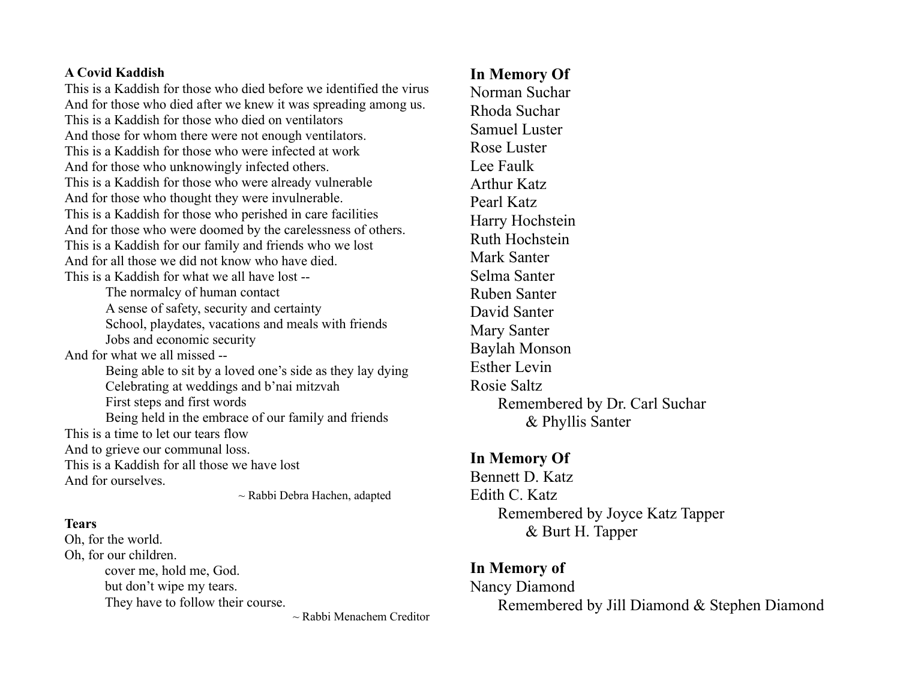**A Covid Kaddish**

This is a Kaddish for those who died before we identified the virus
And for those who died after we knew it was spreading among us.
This is a Kaddish for those who died on ventilators
And those for whom there were not enough ventilators.
This is a Kaddish for those who were infected at work
And for those who unknowingly infected others.
This is a Kaddish for those who were already vulnerable
And for those who thought they were invulnerable.
This is a Kaddish for those who perished in care facilities
And for those who were doomed by the carelessness of others.
This is a Kaddish for our family and friends who we lost
And for all those we did not know who have died.
This is a Kaddish for what we all have lost --

> The normalcy of human contact
> A sense of safety, security and certainty
> School, playdates, vacations and meals with friends
> Jobs and economic security

And for what we all missed --

> Being able to sit by a loved one's side as they lay dying
> Celebrating at weddings and b'nai mitzvah
> First steps and first words
> Being held in the embrace of our family and friends

This is a time to let our tears flow
And to grieve our communal loss.
This is a Kaddish for all those we have lost
And for ourselves.

~ Rabbi Debra Hachen, adapted

**Tears**

Oh, for the world.
Oh, for our children.

> cover me, hold me, God.
> but don't wipe my tears.
> They have to follow their course.

~ Rabbi Menachem Creditor

**In Memory Of**

Norman Suchar
Rhoda Suchar
Samuel Luster
Rose Luster
Lee Faulk
Arthur Katz
Pearl Katz
Harry Hochstein
Ruth Hochstein
Mark Santer
Selma Santer
Ruben Santer
David Santer
Mary Santer
Baylah Monson
Esther Levin
Rosie Saltz

Remembered by Dr. Carl Suchar & Phyllis Santer

**In Memory Of**

Bennett D. Katz
Edith C. Katz

Remembered by Joyce Katz Tapper & Burt H. Tapper

**In Memory of**

Nancy Diamond

Remembered by Jill Diamond & Stephen Diamond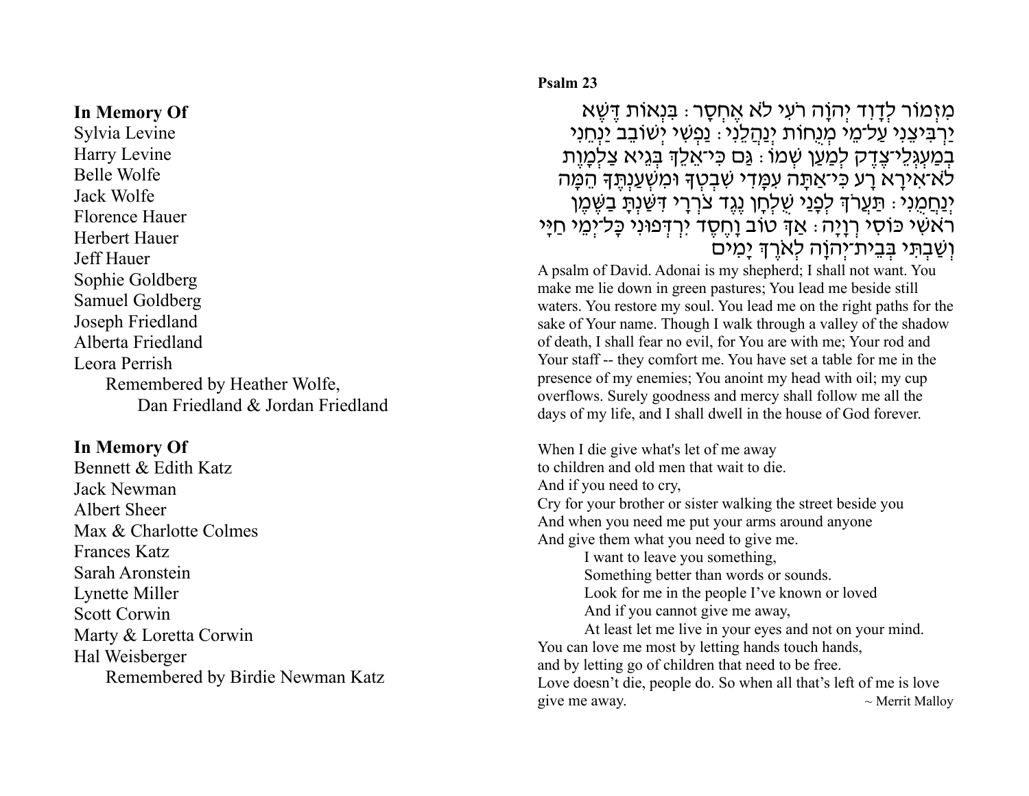**In Memory Of**

Sylvia Levine
Harry Levine
Belle Wolfe
Jack Wolfe
Florence Hauer
Herbert Hauer
Jeff Hauer
Sophie Goldberg
Samuel Goldberg
Joseph Friedland
Alberta Friedland
Leora Perrish

Remembered by Heather Wolfe,
Dan Friedland & Jordan Friedland

**In Memory Of**

Bennett & Edith Katz
Jack Newman
Albert Sheer
Max & Charlotte Colmes
Frances Katz
Sarah Aronstein
Lynette Miller
Scott Corwin
Marty & Loretta Corwin
Hal Weisberger

Remembered by Birdie Newman Katz

**Psalm 23**

מִזְמוֹר לְדָוִד יְהוָֹה רֹעִי לֹא אֶחְסָר׃ בִּנְאוֹת דֶּשֶׁא יַרְבִּיצֵנִי עַל־מֵי מְנֻחוֹת יְנַהֲלֵנִי׃ נַפְשִׁי יְשׁוֹבֵב יַנְחֵנִי בְמַעְגְּלֵי־צֶדֶק לְמַעַן שְׁמוֹ׃ גַּם כִּי־אֵלֵךְ בְּגֵיא צַלְמָוֶת לֹא־אִירָא רָע כִּי־אַתָּה עִמָּדִי שִׁבְטְךָ וּמִשְׁעַנְתֶּךָ הֵמָּה יְנַחֲמֻנִי׃ תַּעֲרֹךְ לְפָנַי שֻׁלְחָן נֶגֶד צֹרְרָי דִּשַּׁנְתָּ בַשֶּׁמֶן רֹאשִׁי כּוֹסִי רְוָיָה׃ אַךְ טוֹב וָחֶסֶד יִרְדְּפוּנִי כָּל־יְמֵי חַיָּי וְשַׁבְתִּי בְּבֵית־יְהוָֹה לְאֹרֶךְ יָמִים

A psalm of David. Adonai is my shepherd; I shall not want. You make me lie down in green pastures; You lead me beside still waters. You restore my soul. You lead me on the right paths for the sake of Your name. Though I walk through a valley of the shadow of death, I shall fear no evil, for You are with me; Your rod and Your staff -- they comfort me. You have set a table for me in the presence of my enemies; You anoint my head with oil; my cup overflows. Surely goodness and mercy shall follow me all the days of my life, and I shall dwell in the house of God forever.

When I die give what's let of me away
to children and old men that wait to die.
And if you need to cry,
Cry for your brother or sister walking the street beside you
And when you need me put your arms around anyone
And give them what you need to give me.

> I want to leave you something,
> Something better than words or sounds.
> Look for me in the people I've known or loved
> And if you cannot give me away,
> At least let me live in your eyes and not on your mind.

You can love me most by letting hands touch hands,
and by letting go of children that need to be free.
Love doesn't die, people do. So when all that's left of me is love
give me away.

~ Merrit Malloy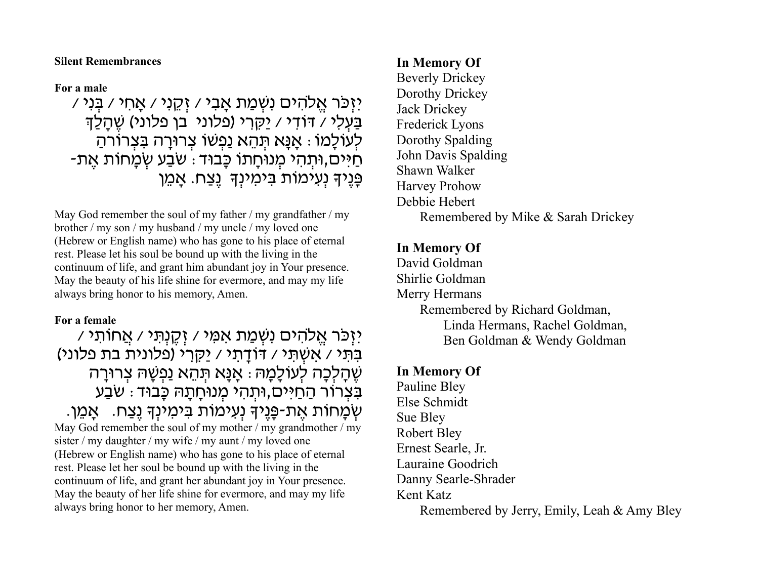**Silent Remembrances**

**For a male**

יִזְכֹּר אֱלֹהִים נִשְׁמַת אָבִי / זְקֵנִי / אָחִי / בְּנִי / בַּעְלִי / דּוֹדִי / יַקִּרִי (פלוני בן פלוני) שֶׁהָלַךְ לְעוֹלָמוֹ: אָנָּא תְּהֵא נַפְשׁוֹ צְרוּרָה בִּצְרוֹרהַ חַיִּים,וּתְהִי מְנוּחָתוֹ כָּבוֹד: שֹׂבַע שְׂמָחוֹת אֶת-פָּנֶיךָ נְעִימוֹת בִּימִינְךָ נֶצַח. אָמֵן

May God remember the soul of my father / my grandfather / my brother / my son / my husband / my uncle / my loved one (Hebrew or English name) who has gone to his place of eternal rest. Please let his soul be bound up with the living in the continuum of life, and grant him abundant joy in Your presence. May the beauty of his life shine for evermore, and may my life always bring honor to his memory, Amen.

**For a female**

יִזְכֹּר אֱלֹהִים נִשְׁמַת אִמִּי / זְקֵנְתִּי / אֲחוֹתִי / בִּתִּי / אִשְׁתִּי / דּוֹדָתִי / יַקִּרִי (פלונית בת פלוני) שֶׁהָלְכָה לְעוֹלָמָהּ: אָנָּא תְּהֵא נַפְשָׁהּ צְרוּרָה בִּצְרוֹר הַחַיִּים,וּתְהִי מְנוּחָתָהּ כָּבוֹד: שֹׂבַע שְׂמָחוֹת אֶת-פָּנֶיךָ נְעִימוֹת בִּימִינְךָ נֶצַח. אָמֵן.

May God remember the soul of my mother / my grandmother / my sister / my daughter / my wife / my aunt / my loved one (Hebrew or English name) who has gone to his place of eternal rest. Please let her soul be bound up with the living in the continuum of life, and grant her abundant joy in Your presence. May the beauty of her life shine for evermore, and may my life always bring honor to her memory, Amen.

**In Memory Of**

Beverly Drickey
Dorothy Drickey
Jack Drickey
Frederick Lyons
Dorothy Spalding
John Davis Spalding
Shawn Walker
Harvey Prohow
Debbie Hebert

Remembered by Mike & Sarah Drickey

**In Memory Of**

David Goldman
Shirlie Goldman
Merry Hermans

Remembered by Richard Goldman, Linda Hermans, Rachel Goldman, Ben Goldman & Wendy Goldman

**In Memory Of**

Pauline Bley
Else Schmidt
Sue Bley
Robert Bley
Ernest Searle, Jr.
Lauraine Goodrich
Danny Searle-Shrader
Kent Katz

Remembered by Jerry, Emily, Leah & Amy Bley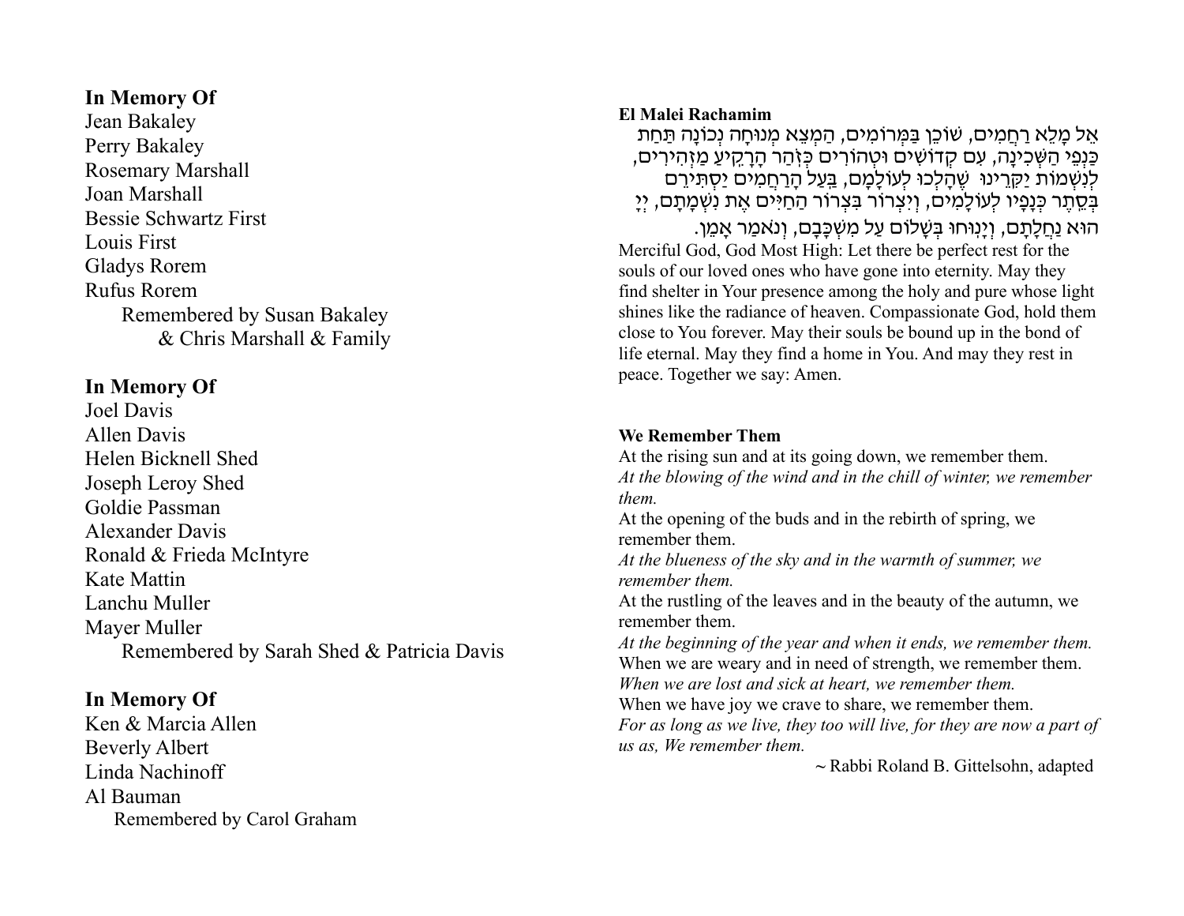**In Memory Of**

Jean Bakaley
Perry Bakaley
Rosemary Marshall
Joan Marshall
Bessie Schwartz First
Louis First
Gladys Rorem
Rufus Rorem
Remembered by Susan Bakaley & Chris Marshall & Family

**In Memory Of**

Joel Davis
Allen Davis
Helen Bicknell Shed
Joseph Leroy Shed
Goldie Passman
Alexander Davis
Ronald & Frieda McIntyre
Kate Mattin
Lanchu Muller
Mayer Muller
Remembered by Sarah Shed & Patricia Davis

**In Memory Of**

Ken & Marcia Allen
Beverly Albert
Linda Nachinoff
Al Bauman
Remembered by Carol Graham

**El Malei Rachamim**

אֵל מָלֵא רַחֲמִים, שׁוֹכֵן בַּמְּרוֹמִים, הַמְצֵא מְנוּחָה נְכוֹנָה תַּחַת כַּנְפֵי הַשְּׁכִינָה, עִם קְדוֹשִׁים וּטְהוֹרִים כְּזֹהַר הָרָקִיעַ מַזְהִירִים, לְנִשְׁמוֹת יַקִּירֵינוּ שֶׁהָלְכוּ לְעוֹלָמָם, בַּעַל הָרַחֲמִים יַסְתִּירֵם בְּסֵתֶר כְּנָפָיו לְעוֹלָמִים, וְיִצְרוֹר בִּצְרוֹר הַחַיִּים אֶת נִשְׁמָתָם, יְיָ הוּא נַחֲלָתָם, וְיָנוּחוּ בְּשָׁלוֹם עַל מִשְׁכָּבָם, וְנֹאמַר אָמֵן.

Merciful God, God Most High: Let there be perfect rest for the souls of our loved ones who have gone into eternity. May they find shelter in Your presence among the holy and pure whose light shines like the radiance of heaven. Compassionate God, hold them close to You forever. May their souls be bound up in the bond of life eternal. May they find a home in You. And may they rest in peace. Together we say: Amen.

**We Remember Them**

At the rising sun and at its going down, we remember them.
*At the blowing of the wind and in the chill of winter, we remember them.*
At the opening of the buds and in the rebirth of spring, we remember them.
*At the blueness of the sky and in the warmth of summer, we remember them.*
At the rustling of the leaves and in the beauty of the autumn, we remember them.
*At the beginning of the year and when it ends, we remember them.*
When we are weary and in need of strength, we remember them.
*When we are lost and sick at heart, we remember them.*
When we have joy we crave to share, we remember them.
*For as long as we live, they too will live, for they are now a part of us as, We remember them.*

~ Rabbi Roland B. Gittelsohn, adapted